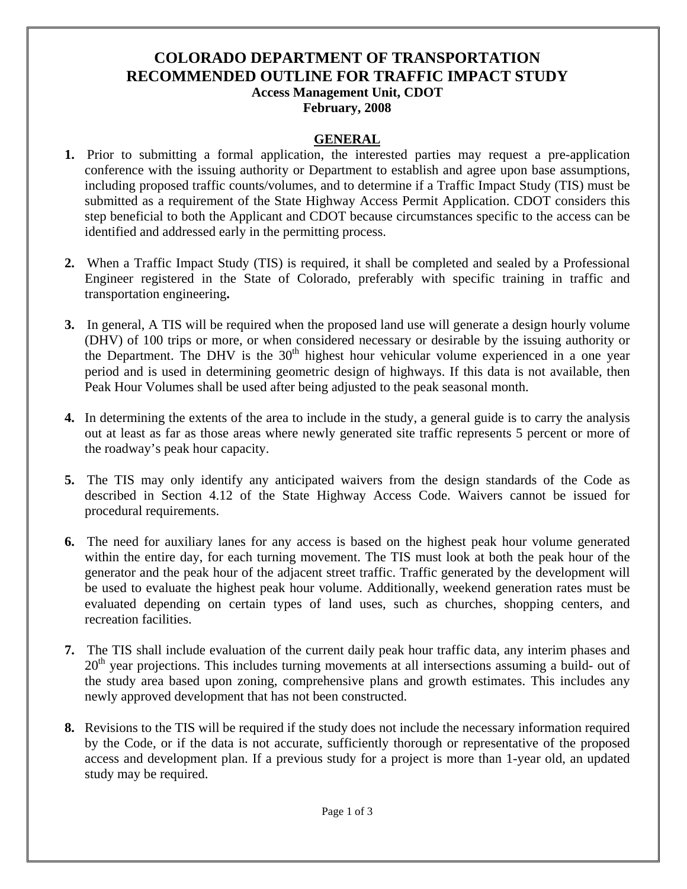# COLORADO DEPARTMENT OF TRANSPORTATION
# RECOMMENDED OUTLINE FOR TRAFFIC IMPACT STUDY

**Access Management Unit, CDOT**
**February, 2008**

## GENERAL

1. Prior to submitting a formal application, the interested parties may request a pre-application conference with the issuing authority or Department to establish and agree upon base assumptions, including proposed traffic counts/volumes, and to determine if a Traffic Impact Study (TIS) must be submitted as a requirement of the State Highway Access Permit Application. CDOT considers this step beneficial to both the Applicant and CDOT because circumstances specific to the access can be identified and addressed early in the permitting process.

2. When a Traffic Impact Study (TIS) is required, it shall be completed and sealed by a Professional Engineer registered in the State of Colorado, preferably with specific training in traffic and transportation engineering**.**

3. In general, A TIS will be required when the proposed land use will generate a design hourly volume (DHV) of 100 trips or more, or when considered necessary or desirable by the issuing authority or the Department. The DHV is the 30th highest hour vehicular volume experienced in a one year period and is used in determining geometric design of highways. If this data is not available, then Peak Hour Volumes shall be used after being adjusted to the peak seasonal month.

4. In determining the extents of the area to include in the study, a general guide is to carry the analysis out at least as far as those areas where newly generated site traffic represents 5 percent or more of the roadway's peak hour capacity.

5. The TIS may only identify any anticipated waivers from the design standards of the Code as described in Section 4.12 of the State Highway Access Code. Waivers cannot be issued for procedural requirements.

6. The need for auxiliary lanes for any access is based on the highest peak hour volume generated within the entire day, for each turning movement. The TIS must look at both the peak hour of the generator and the peak hour of the adjacent street traffic. Traffic generated by the development will be used to evaluate the highest peak hour volume. Additionally, weekend generation rates must be evaluated depending on certain types of land uses, such as churches, shopping centers, and recreation facilities.

7. The TIS shall include evaluation of the current daily peak hour traffic data, any interim phases and 20th year projections. This includes turning movements at all intersections assuming a build- out of the study area based upon zoning, comprehensive plans and growth estimates. This includes any newly approved development that has not been constructed.

8. Revisions to the TIS will be required if the study does not include the necessary information required by the Code, or if the data is not accurate, sufficiently thorough or representative of the proposed access and development plan. If a previous study for a project is more than 1-year old, an updated study may be required.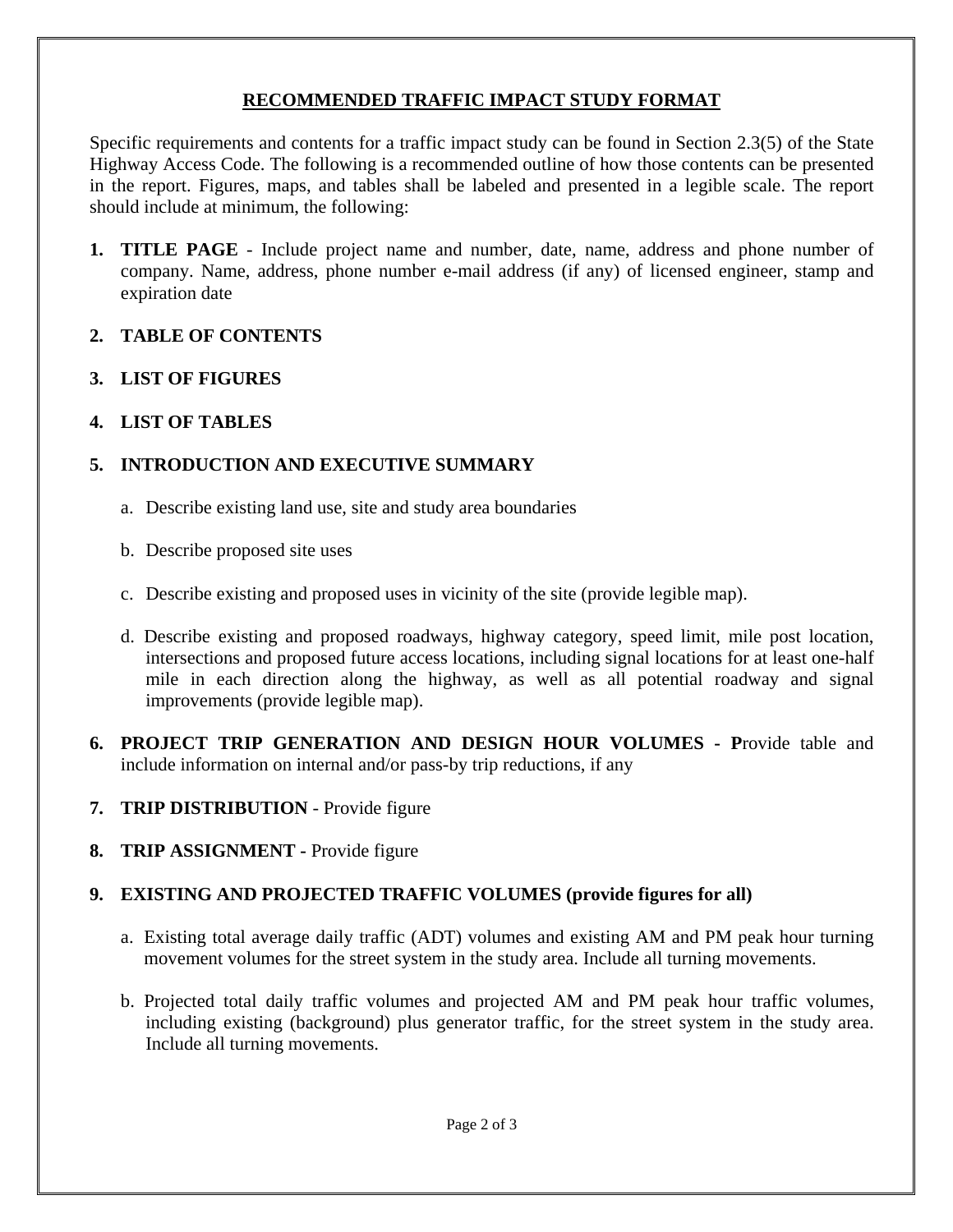## RECOMMENDED TRAFFIC IMPACT STUDY FORMAT

Specific requirements and contents for a traffic impact study can be found in Section 2.3(5) of the State Highway Access Code. The following is a recommended outline of how those contents can be presented in the report. Figures, maps, and tables shall be labeled and presented in a legible scale. The report should include at minimum, the following:

1. **TITLE PAGE** - Include project name and number, date, name, address and phone number of company. Name, address, phone number e-mail address (if any) of licensed engineer, stamp and expiration date

2. **TABLE OF CONTENTS**

3. **LIST OF FIGURES**

4. **LIST OF TABLES**

5. **INTRODUCTION AND EXECUTIVE SUMMARY**

   a. Describe existing land use, site and study area boundaries

   b. Describe proposed site uses

   c. Describe existing and proposed uses in vicinity of the site (provide legible map).

   d. Describe existing and proposed roadways, highway category, speed limit, mile post location, intersections and proposed future access locations, including signal locations for at least one-half mile in each direction along the highway, as well as all potential roadway and signal improvements (provide legible map).

6. **PROJECT TRIP GENERATION AND DESIGN HOUR VOLUMES - P**rovide table and include information on internal and/or pass-by trip reductions, if any

7. **TRIP DISTRIBUTION** - Provide figure

8. **TRIP ASSIGNMENT -** Provide figure

9. **EXISTING AND PROJECTED TRAFFIC VOLUMES (provide figures for all)**

   a. Existing total average daily traffic (ADT) volumes and existing AM and PM peak hour turning movement volumes for the street system in the study area. Include all turning movements.

   b. Projected total daily traffic volumes and projected AM and PM peak hour traffic volumes, including existing (background) plus generator traffic, for the street system in the study area. Include all turning movements.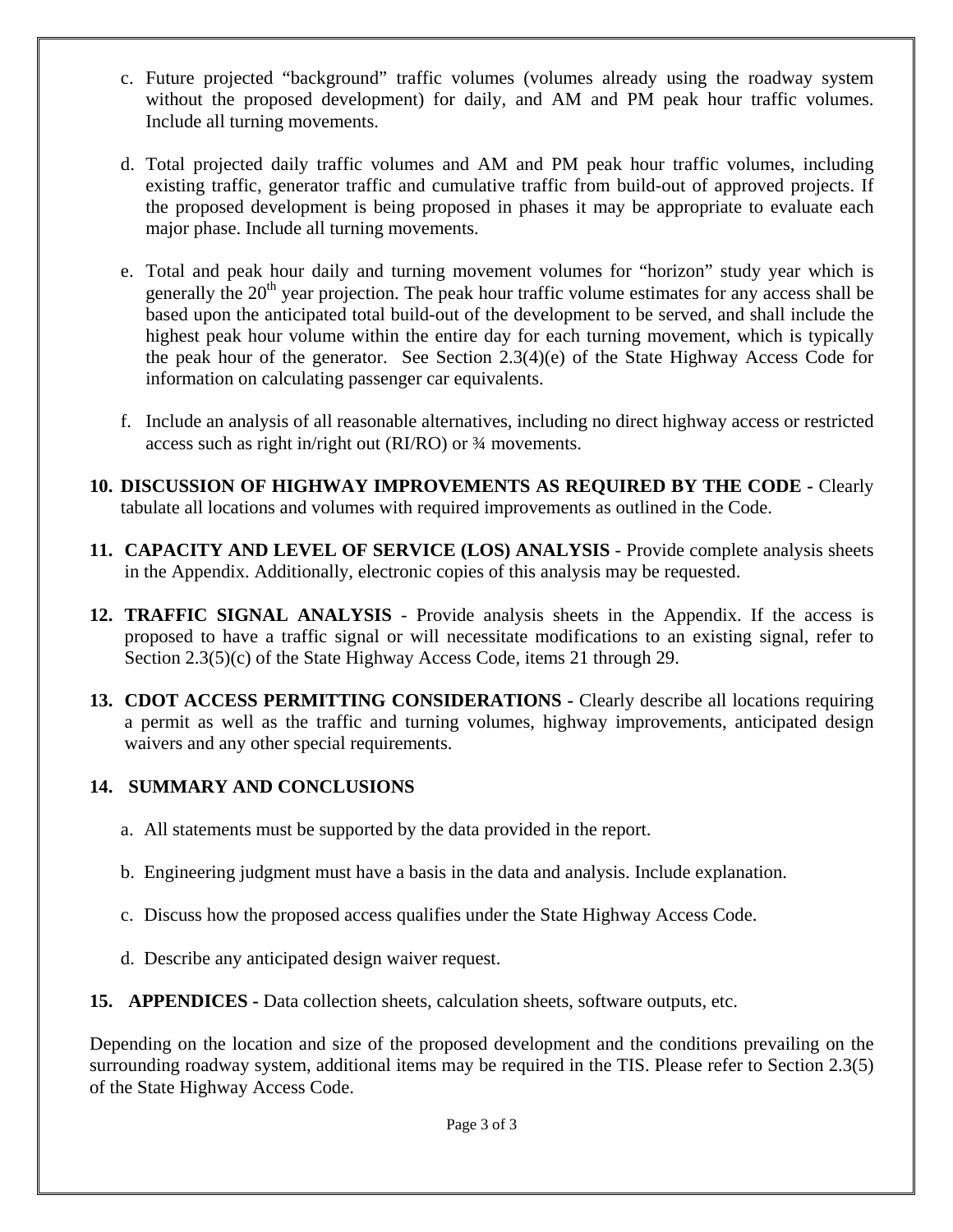c. Future projected "background" traffic volumes (volumes already using the roadway system without the proposed development) for daily, and AM and PM peak hour traffic volumes. Include all turning movements.

d. Total projected daily traffic volumes and AM and PM peak hour traffic volumes, including existing traffic, generator traffic and cumulative traffic from build-out of approved projects. If the proposed development is being proposed in phases it may be appropriate to evaluate each major phase. Include all turning movements.

e. Total and peak hour daily and turning movement volumes for "horizon" study year which is generally the 20th year projection. The peak hour traffic volume estimates for any access shall be based upon the anticipated total build-out of the development to be served, and shall include the highest peak hour volume within the entire day for each turning movement, which is typically the peak hour of the generator. See Section 2.3(4)(e) of the State Highway Access Code for information on calculating passenger car equivalents.

f. Include an analysis of all reasonable alternatives, including no direct highway access or restricted access such as right in/right out (RI/RO) or ¾ movements.

**10. DISCUSSION OF HIGHWAY IMPROVEMENTS AS REQUIRED BY THE CODE -** Clearly tabulate all locations and volumes with required improvements as outlined in the Code.

**11. CAPACITY AND LEVEL OF SERVICE (LOS) ANALYSIS** - Provide complete analysis sheets in the Appendix. Additionally, electronic copies of this analysis may be requested.

**12. TRAFFIC SIGNAL ANALYSIS** - Provide analysis sheets in the Appendix. If the access is proposed to have a traffic signal or will necessitate modifications to an existing signal, refer to Section 2.3(5)(c) of the State Highway Access Code, items 21 through 29.

**13. CDOT ACCESS PERMITTING CONSIDERATIONS -** Clearly describe all locations requiring a permit as well as the traffic and turning volumes, highway improvements, anticipated design waivers and any other special requirements.

**14. SUMMARY AND CONCLUSIONS**

a. All statements must be supported by the data provided in the report.

b. Engineering judgment must have a basis in the data and analysis. Include explanation.

c. Discuss how the proposed access qualifies under the State Highway Access Code.

d. Describe any anticipated design waiver request.

**15. APPENDICES -** Data collection sheets, calculation sheets, software outputs, etc.

Depending on the location and size of the proposed development and the conditions prevailing on the surrounding roadway system, additional items may be required in the TIS. Please refer to Section 2.3(5) of the State Highway Access Code.